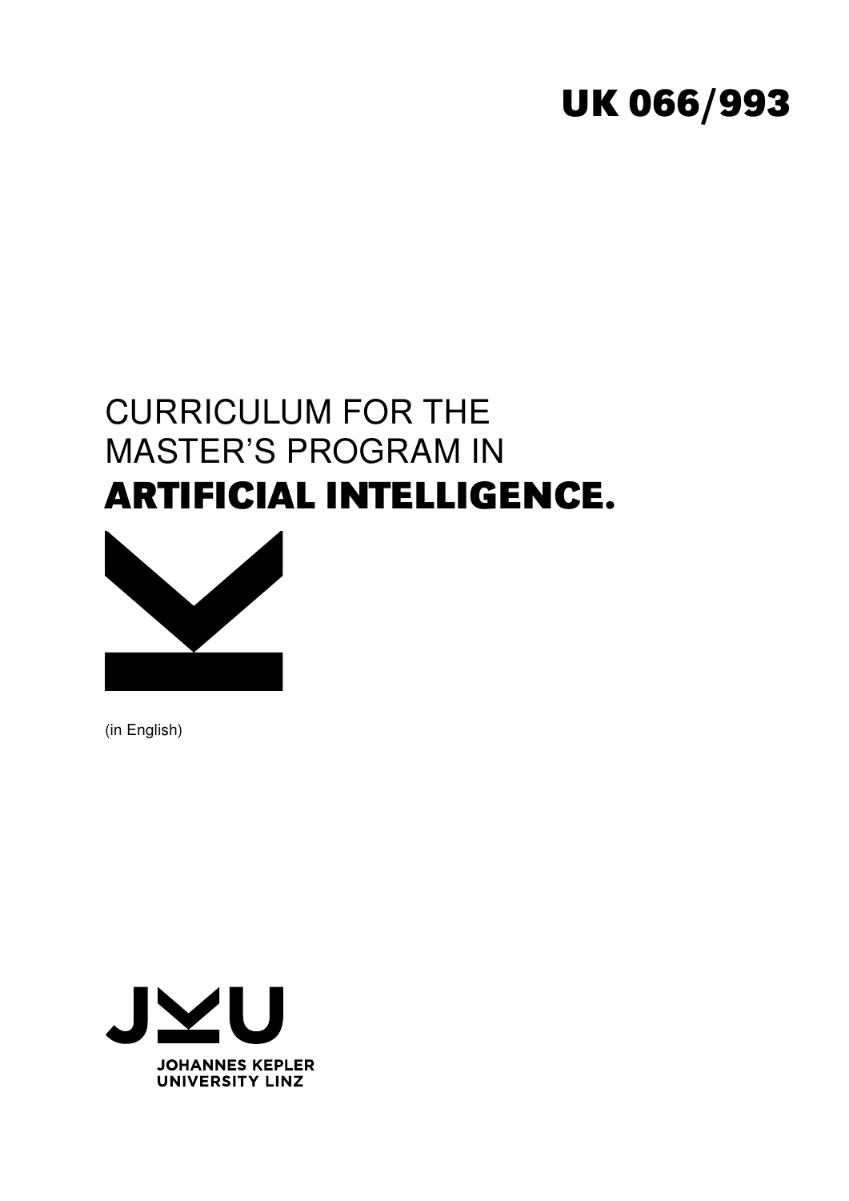UK 066/993

# CURRICULUM FOR THE MASTER'S PROGRAM IN **ARTIFICIAL INTELLIGENCE.**

(in English)

JOHANNES KEPLER UNIVERSITY LINZ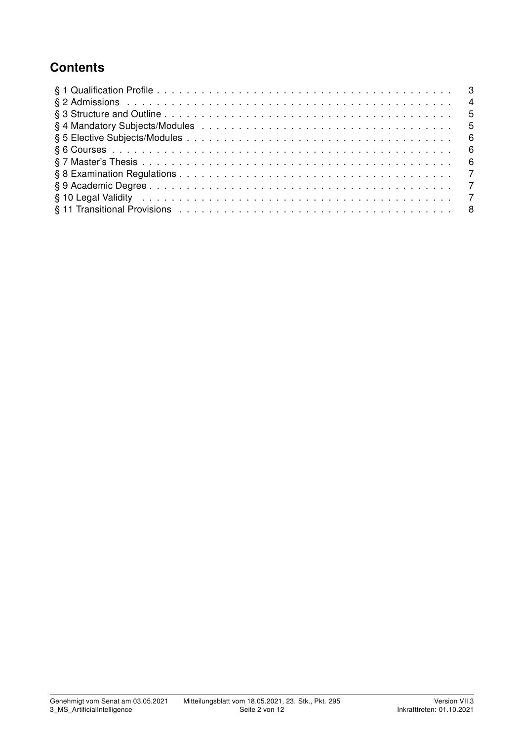## Contents

| | |
|---|---|
| § 1 Qualification Profile | 3 |
| § 2 Admissions | 4 |
| § 3 Structure and Outline | 5 |
| § 4 Mandatory Subjects/Modules | 5 |
| § 5 Elective Subjects/Modules | 6 |
| § 6 Courses | 6 |
| § 7 Master's Thesis | 6 |
| § 8 Examination Regulations | 7 |
| § 9 Academic Degree | 7 |
| § 10 Legal Validity | 7 |
| § 11 Transitional Provisions | 8 |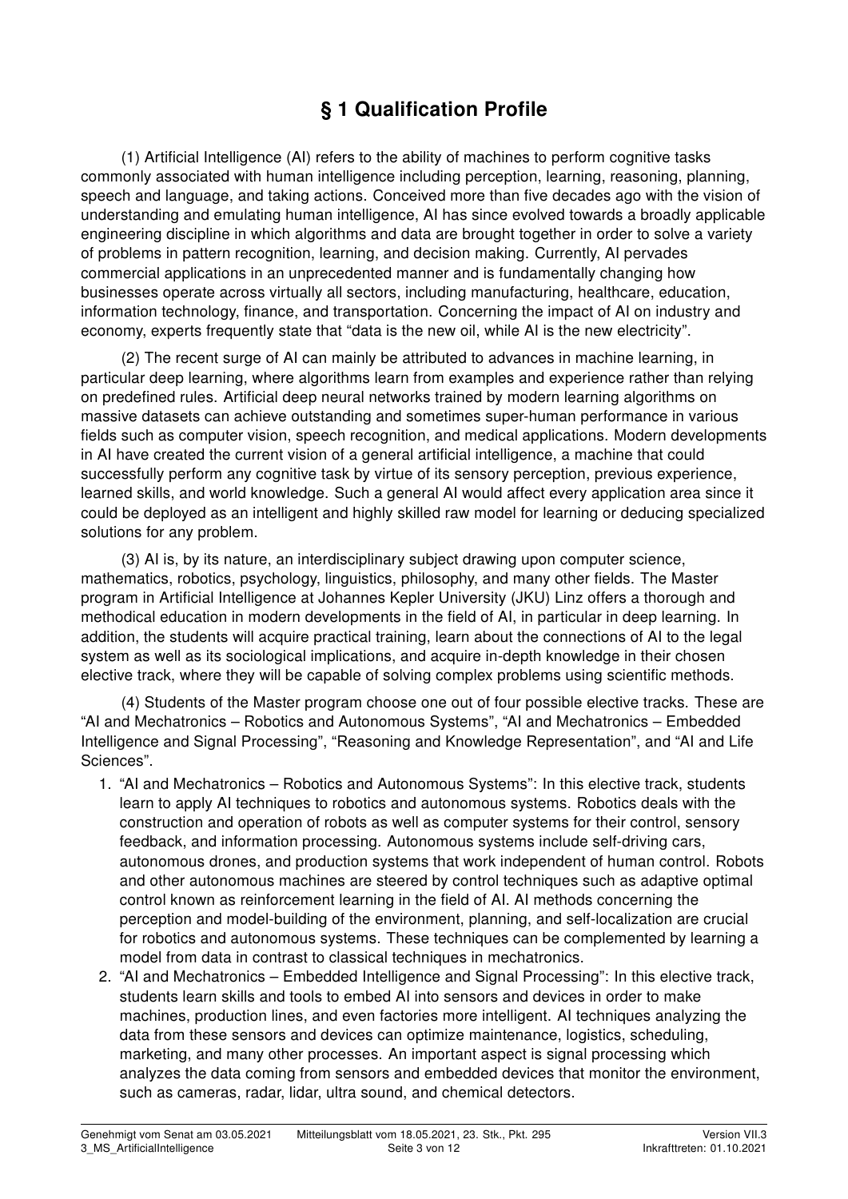# § 1 Qualification Profile

(1) Artificial Intelligence (AI) refers to the ability of machines to perform cognitive tasks commonly associated with human intelligence including perception, learning, reasoning, planning, speech and language, and taking actions. Conceived more than five decades ago with the vision of understanding and emulating human intelligence, AI has since evolved towards a broadly applicable engineering discipline in which algorithms and data are brought together in order to solve a variety of problems in pattern recognition, learning, and decision making. Currently, AI pervades commercial applications in an unprecedented manner and is fundamentally changing how businesses operate across virtually all sectors, including manufacturing, healthcare, education, information technology, finance, and transportation. Concerning the impact of AI on industry and economy, experts frequently state that "data is the new oil, while AI is the new electricity".

(2) The recent surge of AI can mainly be attributed to advances in machine learning, in particular deep learning, where algorithms learn from examples and experience rather than relying on predefined rules. Artificial deep neural networks trained by modern learning algorithms on massive datasets can achieve outstanding and sometimes super-human performance in various fields such as computer vision, speech recognition, and medical applications. Modern developments in AI have created the current vision of a general artificial intelligence, a machine that could successfully perform any cognitive task by virtue of its sensory perception, previous experience, learned skills, and world knowledge. Such a general AI would affect every application area since it could be deployed as an intelligent and highly skilled raw model for learning or deducing specialized solutions for any problem.

(3) AI is, by its nature, an interdisciplinary subject drawing upon computer science, mathematics, robotics, psychology, linguistics, philosophy, and many other fields. The Master program in Artificial Intelligence at Johannes Kepler University (JKU) Linz offers a thorough and methodical education in modern developments in the field of AI, in particular in deep learning. In addition, the students will acquire practical training, learn about the connections of AI to the legal system as well as its sociological implications, and acquire in-depth knowledge in their chosen elective track, where they will be capable of solving complex problems using scientific methods.

(4) Students of the Master program choose one out of four possible elective tracks. These are "AI and Mechatronics – Robotics and Autonomous Systems", "AI and Mechatronics – Embedded Intelligence and Signal Processing", "Reasoning and Knowledge Representation", and "AI and Life Sciences".

1. "AI and Mechatronics – Robotics and Autonomous Systems": In this elective track, students learn to apply AI techniques to robotics and autonomous systems. Robotics deals with the construction and operation of robots as well as computer systems for their control, sensory feedback, and information processing. Autonomous systems include self-driving cars, autonomous drones, and production systems that work independent of human control. Robots and other autonomous machines are steered by control techniques such as adaptive optimal control known as reinforcement learning in the field of AI. AI methods concerning the perception and model-building of the environment, planning, and self-localization are crucial for robotics and autonomous systems. These techniques can be complemented by learning a model from data in contrast to classical techniques in mechatronics.
2. "AI and Mechatronics – Embedded Intelligence and Signal Processing": In this elective track, students learn skills and tools to embed AI into sensors and devices in order to make machines, production lines, and even factories more intelligent. AI techniques analyzing the data from these sensors and devices can optimize maintenance, logistics, scheduling, marketing, and many other processes. An important aspect is signal processing which analyzes the data coming from sensors and embedded devices that monitor the environment, such as cameras, radar, lidar, ultra sound, and chemical detectors.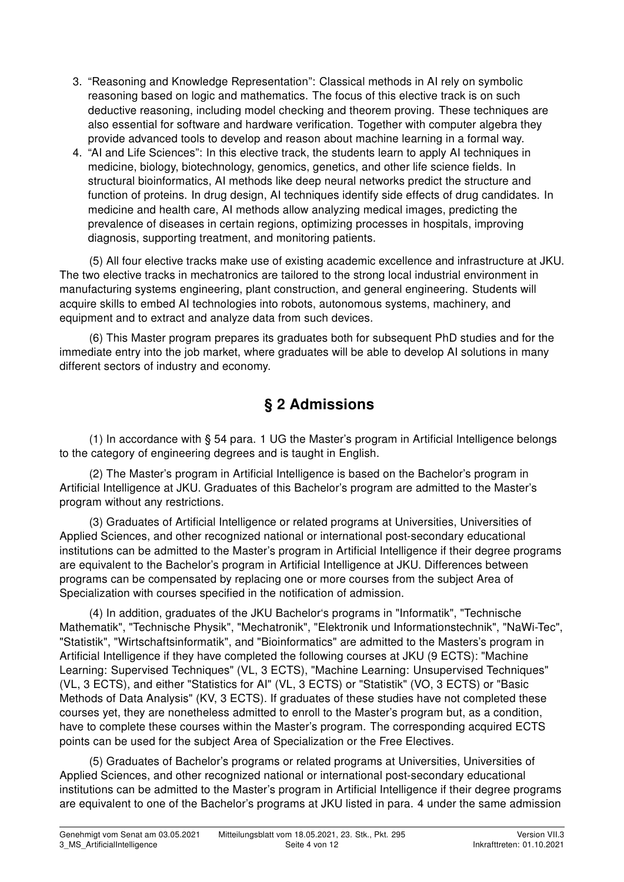3. “Reasoning and Knowledge Representation”: Classical methods in AI rely on symbolic reasoning based on logic and mathematics. The focus of this elective track is on such deductive reasoning, including model checking and theorem proving. These techniques are also essential for software and hardware verification. Together with computer algebra they provide advanced tools to develop and reason about machine learning in a formal way.
4. “AI and Life Sciences”: In this elective track, the students learn to apply AI techniques in medicine, biology, biotechnology, genomics, genetics, and other life science fields. In structural bioinformatics, AI methods like deep neural networks predict the structure and function of proteins. In drug design, AI techniques identify side effects of drug candidates. In medicine and health care, AI methods allow analyzing medical images, predicting the prevalence of diseases in certain regions, optimizing processes in hospitals, improving diagnosis, supporting treatment, and monitoring patients.

(5) All four elective tracks make use of existing academic excellence and infrastructure at JKU. The two elective tracks in mechatronics are tailored to the strong local industrial environment in manufacturing systems engineering, plant construction, and general engineering. Students will acquire skills to embed AI technologies into robots, autonomous systems, machinery, and equipment and to extract and analyze data from such devices.

(6) This Master program prepares its graduates both for subsequent PhD studies and for the immediate entry into the job market, where graduates will be able to develop AI solutions in many different sectors of industry and economy.

## § 2 Admissions

(1) In accordance with § 54 para. 1 UG the Master’s program in Artificial Intelligence belongs to the category of engineering degrees and is taught in English.

(2) The Master’s program in Artificial Intelligence is based on the Bachelor’s program in Artificial Intelligence at JKU. Graduates of this Bachelor’s program are admitted to the Master’s program without any restrictions.

(3) Graduates of Artificial Intelligence or related programs at Universities, Universities of Applied Sciences, and other recognized national or international post-secondary educational institutions can be admitted to the Master’s program in Artificial Intelligence if their degree programs are equivalent to the Bachelor’s program in Artificial Intelligence at JKU. Differences between programs can be compensated by replacing one or more courses from the subject Area of Specialization with courses specified in the notification of admission.

(4) In addition, graduates of the JKU Bachelor‘s programs in "Informatik", "Technische Mathematik", "Technische Physik", "Mechatronik", "Elektronik und Informationstechnik", "NaWi-Tec", "Statistik", "Wirtschaftsinformatik", and "Bioinformatics" are admitted to the Masters’s program in Artificial Intelligence if they have completed the following courses at JKU (9 ECTS): "Machine Learning: Supervised Techniques" (VL, 3 ECTS), "Machine Learning: Unsupervised Techniques" (VL, 3 ECTS), and either "Statistics for AI" (VL, 3 ECTS) or "Statistik" (VO, 3 ECTS) or "Basic Methods of Data Analysis" (KV, 3 ECTS). If graduates of these studies have not completed these courses yet, they are nonetheless admitted to enroll to the Master’s program but, as a condition, have to complete these courses within the Master’s program. The corresponding acquired ECTS points can be used for the subject Area of Specialization or the Free Electives.

(5) Graduates of Bachelor’s programs or related programs at Universities, Universities of Applied Sciences, and other recognized national or international post-secondary educational institutions can be admitted to the Master’s program in Artificial Intelligence if their degree programs are equivalent to one of the Bachelor’s programs at JKU listed in para. 4 under the same admission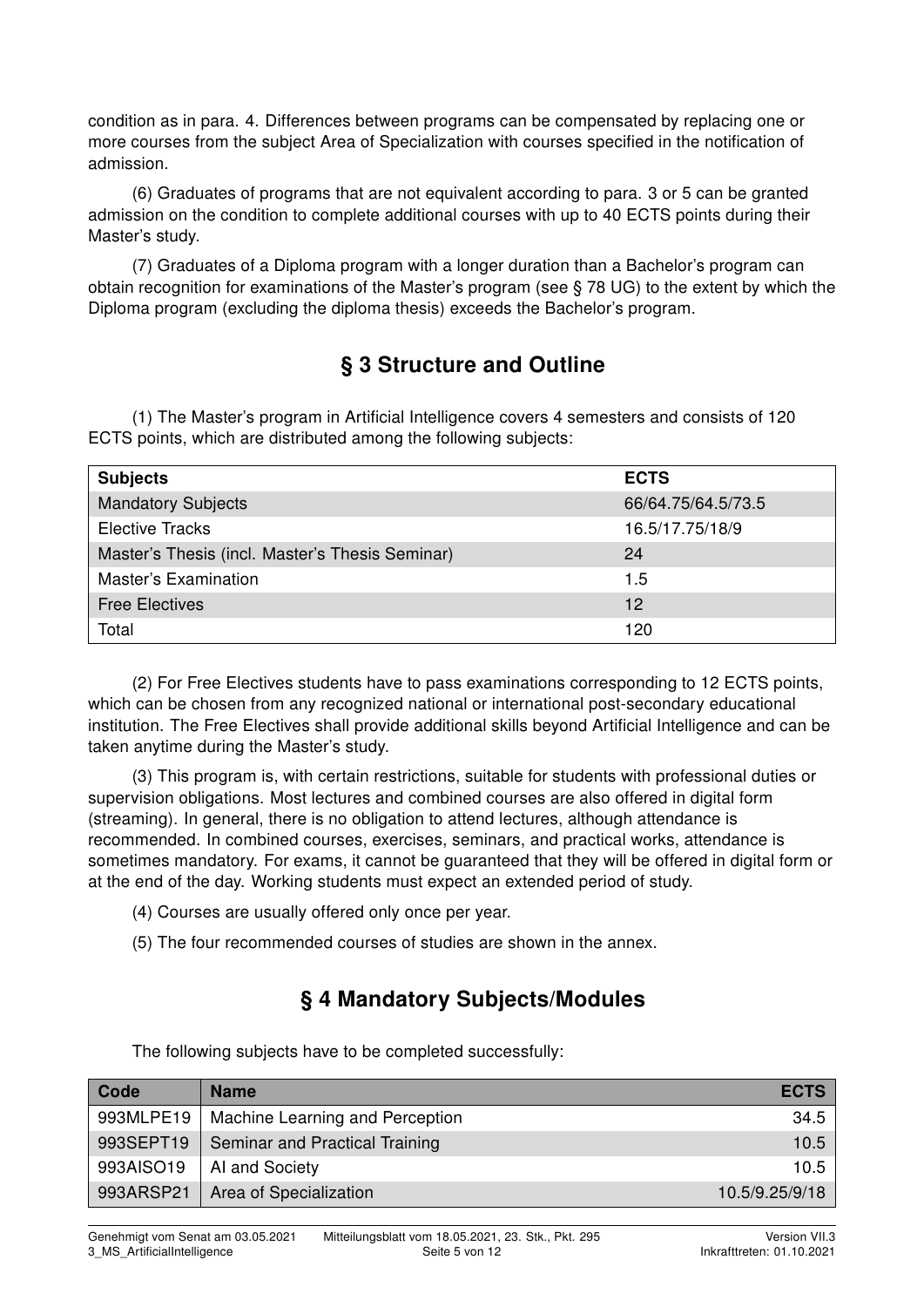condition as in para. 4. Differences between programs can be compensated by replacing one or more courses from the subject Area of Specialization with courses specified in the notification of admission.

(6) Graduates of programs that are not equivalent according to para. 3 or 5 can be granted admission on the condition to complete additional courses with up to 40 ECTS points during their Master's study.

(7) Graduates of a Diploma program with a longer duration than a Bachelor's program can obtain recognition for examinations of the Master's program (see § 78 UG) to the extent by which the Diploma program (excluding the diploma thesis) exceeds the Bachelor's program.

## § 3 Structure and Outline

(1) The Master's program in Artificial Intelligence covers 4 semesters and consists of 120 ECTS points, which are distributed among the following subjects:

| Subjects | ECTS |
|---|---|
| Mandatory Subjects | 66/64.75/64.5/73.5 |
| Elective Tracks | 16.5/17.75/18/9 |
| Master's Thesis (incl. Master's Thesis Seminar) | 24 |
| Master's Examination | 1.5 |
| Free Electives | 12 |
| Total | 120 |

(2) For Free Electives students have to pass examinations corresponding to 12 ECTS points, which can be chosen from any recognized national or international post-secondary educational institution. The Free Electives shall provide additional skills beyond Artificial Intelligence and can be taken anytime during the Master's study.

(3) This program is, with certain restrictions, suitable for students with professional duties or supervision obligations. Most lectures and combined courses are also offered in digital form (streaming). In general, there is no obligation to attend lectures, although attendance is recommended. In combined courses, exercises, seminars, and practical works, attendance is sometimes mandatory. For exams, it cannot be guaranteed that they will be offered in digital form or at the end of the day. Working students must expect an extended period of study.

(4) Courses are usually offered only once per year.

(5) The four recommended courses of studies are shown in the annex.

## § 4 Mandatory Subjects/Modules

The following subjects have to be completed successfully:

| Code | Name | ECTS |
|---|---|---|
| 993MLPE19 | Machine Learning and Perception | 34.5 |
| 993SEPT19 | Seminar and Practical Training | 10.5 |
| 993AISO19 | AI and Society | 10.5 |
| 993ARSP21 | Area of Specialization | 10.5/9.25/9/18 |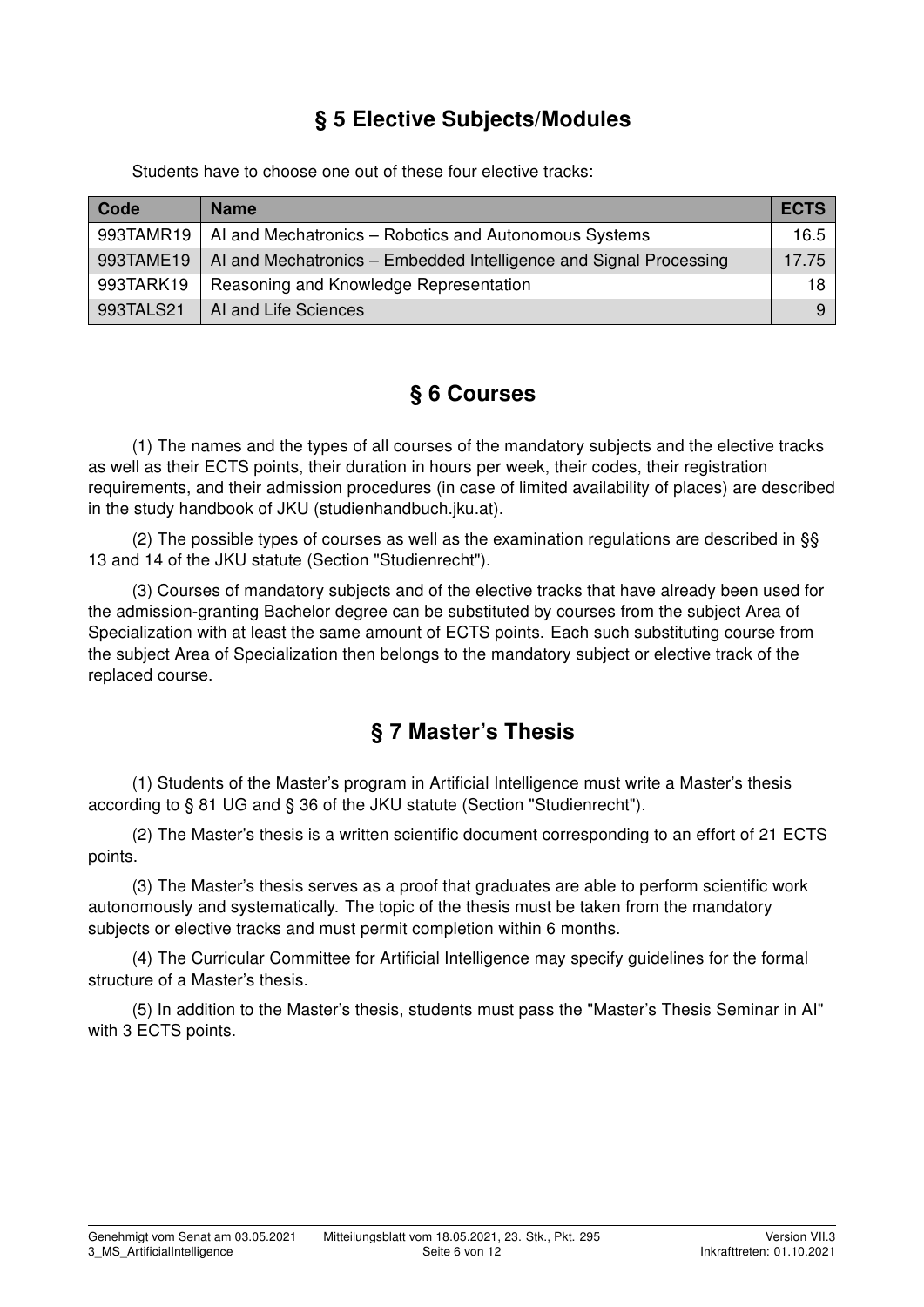## § 5 Elective Subjects/Modules

Students have to choose one out of these four elective tracks:

| Code | Name | ECTS |
|---|---|---|
| 993TAMR19 | AI and Mechatronics – Robotics and Autonomous Systems | 16.5 |
| 993TAME19 | AI and Mechatronics – Embedded Intelligence and Signal Processing | 17.75 |
| 993TARK19 | Reasoning and Knowledge Representation | 18 |
| 993TALS21 | AI and Life Sciences | 9 |

## § 6 Courses

(1) The names and the types of all courses of the mandatory subjects and the elective tracks as well as their ECTS points, their duration in hours per week, their codes, their registration requirements, and their admission procedures (in case of limited availability of places) are described in the study handbook of JKU (studienhandbuch.jku.at).

(2) The possible types of courses as well as the examination regulations are described in §§ 13 and 14 of the JKU statute (Section "Studienrecht").

(3) Courses of mandatory subjects and of the elective tracks that have already been used for the admission-granting Bachelor degree can be substituted by courses from the subject Area of Specialization with at least the same amount of ECTS points. Each such substituting course from the subject Area of Specialization then belongs to the mandatory subject or elective track of the replaced course.

## § 7 Master's Thesis

(1) Students of the Master's program in Artificial Intelligence must write a Master's thesis according to § 81 UG and § 36 of the JKU statute (Section "Studienrecht").

(2) The Master's thesis is a written scientific document corresponding to an effort of 21 ECTS points.

(3) The Master's thesis serves as a proof that graduates are able to perform scientific work autonomously and systematically. The topic of the thesis must be taken from the mandatory subjects or elective tracks and must permit completion within 6 months.

(4) The Curricular Committee for Artificial Intelligence may specify guidelines for the formal structure of a Master's thesis.

(5) In addition to the Master's thesis, students must pass the "Master's Thesis Seminar in AI" with 3 ECTS points.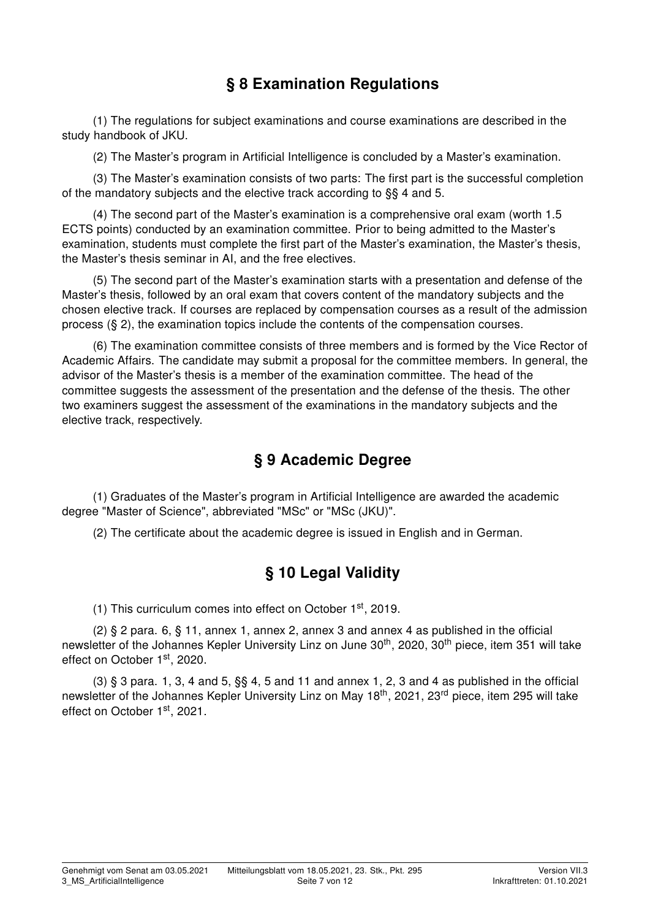## § 8 Examination Regulations

(1) The regulations for subject examinations and course examinations are described in the study handbook of JKU.

(2) The Master's program in Artificial Intelligence is concluded by a Master's examination.

(3) The Master's examination consists of two parts: The first part is the successful completion of the mandatory subjects and the elective track according to §§ 4 and 5.

(4) The second part of the Master's examination is a comprehensive oral exam (worth 1.5 ECTS points) conducted by an examination committee. Prior to being admitted to the Master's examination, students must complete the first part of the Master's examination, the Master's thesis, the Master's thesis seminar in AI, and the free electives.

(5) The second part of the Master's examination starts with a presentation and defense of the Master's thesis, followed by an oral exam that covers content of the mandatory subjects and the chosen elective track. If courses are replaced by compensation courses as a result of the admission process (§ 2), the examination topics include the contents of the compensation courses.

(6) The examination committee consists of three members and is formed by the Vice Rector of Academic Affairs. The candidate may submit a proposal for the committee members. In general, the advisor of the Master's thesis is a member of the examination committee. The head of the committee suggests the assessment of the presentation and the defense of the thesis. The other two examiners suggest the assessment of the examinations in the mandatory subjects and the elective track, respectively.

## § 9 Academic Degree

(1) Graduates of the Master's program in Artificial Intelligence are awarded the academic degree "Master of Science", abbreviated "MSc" or "MSc (JKU)".

(2) The certificate about the academic degree is issued in English and in German.

## § 10 Legal Validity

(1) This curriculum comes into effect on October 1st, 2019.

(2) § 2 para. 6, § 11, annex 1, annex 2, annex 3 and annex 4 as published in the official newsletter of the Johannes Kepler University Linz on June 30th, 2020, 30th piece, item 351 will take effect on October 1st, 2020.

(3) § 3 para. 1, 3, 4 and 5, §§ 4, 5 and 11 and annex 1, 2, 3 and 4 as published in the official newsletter of the Johannes Kepler University Linz on May 18th, 2021, 23rd piece, item 295 will take effect on October 1st, 2021.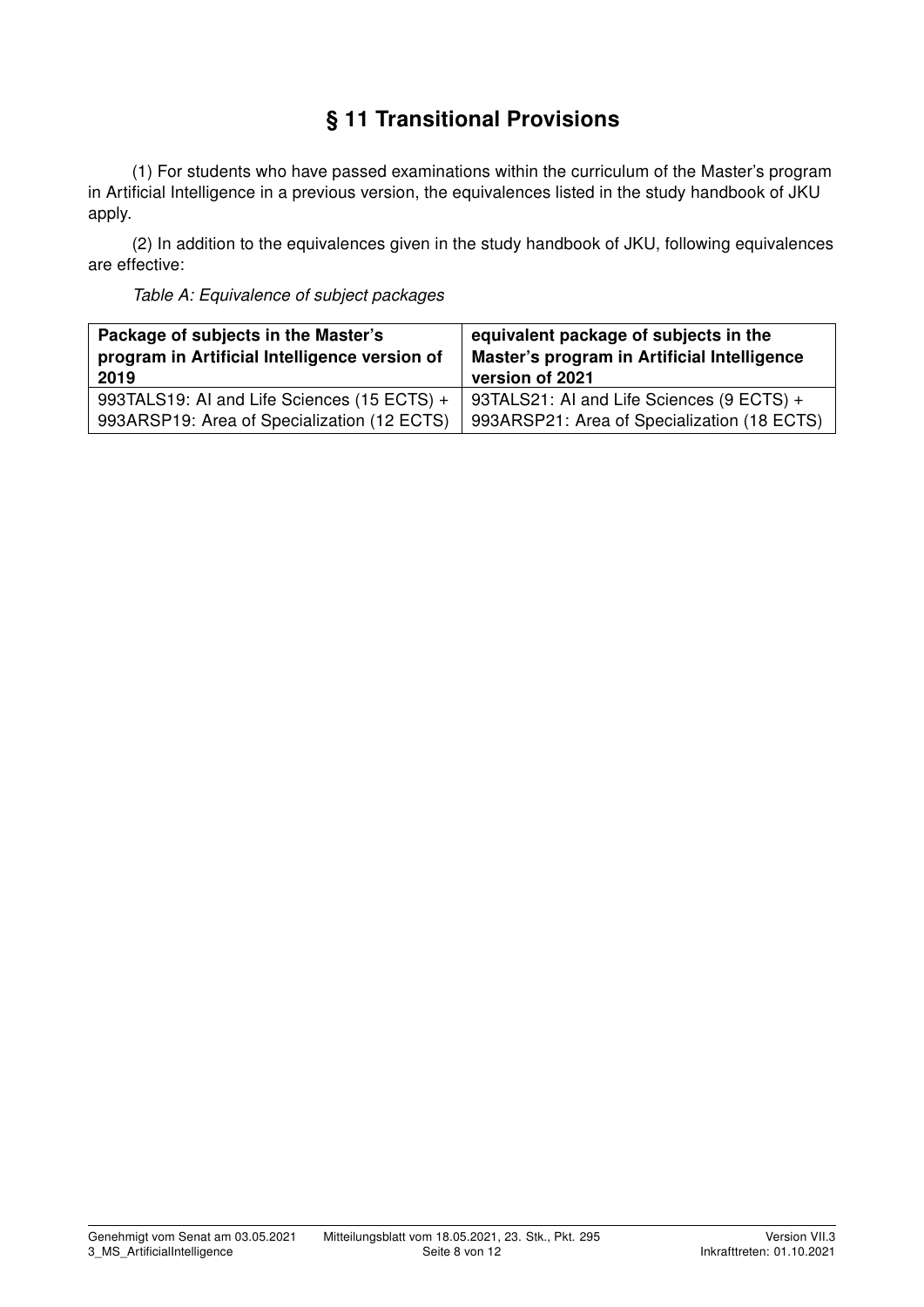# § 11 Transitional Provisions

(1) For students who have passed examinations within the curriculum of the Master's program in Artificial Intelligence in a previous version, the equivalences listed in the study handbook of JKU apply.

(2) In addition to the equivalences given in the study handbook of JKU, following equivalences are effective:

*Table A: Equivalence of subject packages*

| Package of subjects in the Master's program in Artificial Intelligence version of 2019 | equivalent package of subjects in the Master's program in Artificial Intelligence version of 2021 |
|---|---|
| 993TALS19: AI and Life Sciences (15 ECTS) + 993ARSP19: Area of Specialization (12 ECTS) | 93TALS21: AI and Life Sciences (9 ECTS) + 993ARSP21: Area of Specialization (18 ECTS) |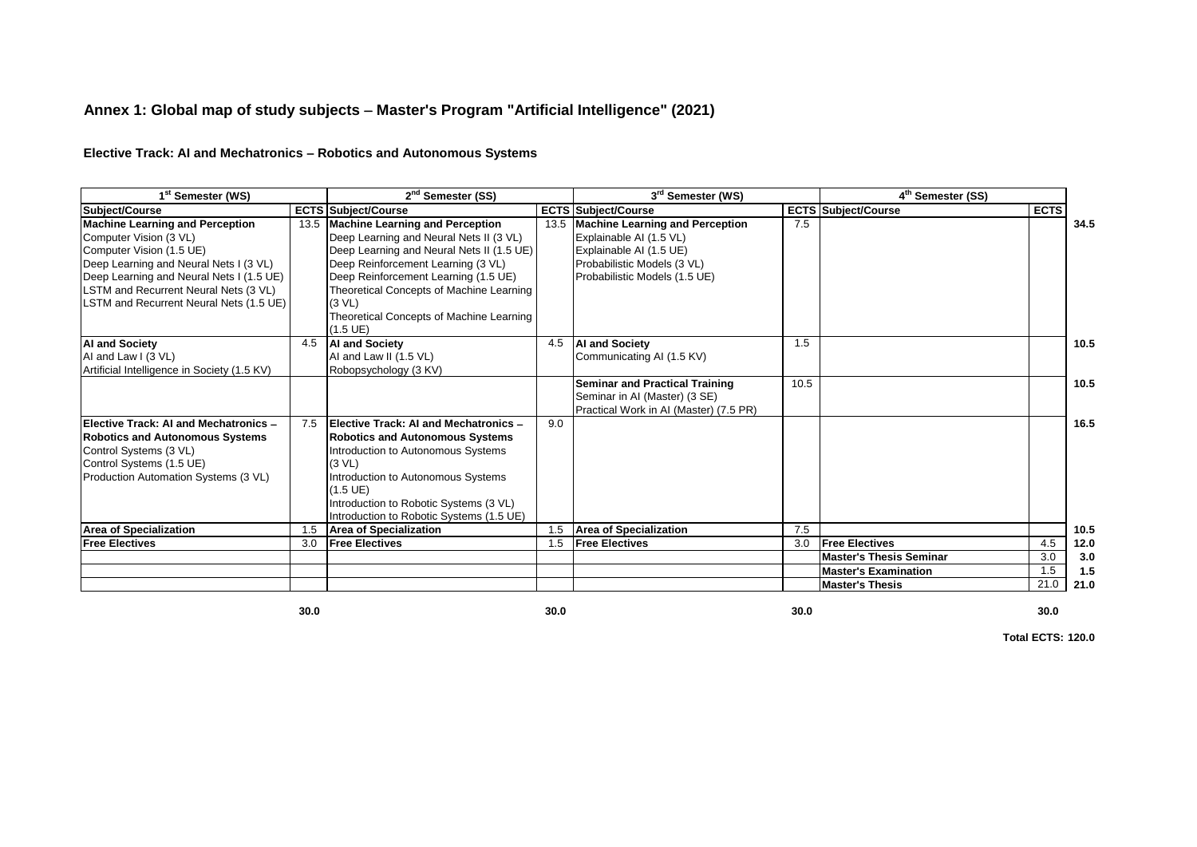## Annex 1: Global map of study subjects – Master's Program "Artificial Intelligence" (2021)

### Elective Track: AI and Mechatronics – Robotics and Autonomous Systems

| 1st Semester (WS) | | 2nd Semester (SS) | | 3rd Semester (WS) | | 4th Semester (SS) | | |
|---|---|---|---|---|---|---|---|---|
| **Subject/Course** | **ECTS** | **Subject/Course** | **ECTS** | **Subject/Course** | **ECTS** | **Subject/Course** | **ECTS** | |
| **Machine Learning and Perception**<br>Computer Vision (3 VL)<br>Computer Vision (1.5 UE)<br>Deep Learning and Neural Nets I (3 VL)<br>Deep Learning and Neural Nets I (1.5 UE)<br>LSTM and Recurrent Neural Nets (3 VL)<br>LSTM and Recurrent Neural Nets (1.5 UE) | 13.5 | **Machine Learning and Perception**<br>Deep Learning and Neural Nets II (3 VL)<br>Deep Learning and Neural Nets II (1.5 UE)<br>Deep Reinforcement Learning (3 VL)<br>Deep Reinforcement Learning (1.5 UE)<br>Theoretical Concepts of Machine Learning (3 VL)<br>Theoretical Concepts of Machine Learning (1.5 UE) | 13.5 | **Machine Learning and Perception**<br>Explainable AI (1.5 VL)<br>Explainable AI (1.5 UE)<br>Probabilistic Models (3 VL)<br>Probabilistic Models (1.5 UE) | 7.5 | | | **34.5** |
| **AI and Society**<br>AI and Law I (3 VL)<br>Artificial Intelligence in Society (1.5 KV) | 4.5 | **AI and Society**<br>AI and Law II (1.5 VL)<br>Robopsychology (3 KV) | 4.5 | **AI and Society**<br>Communicating AI (1.5 KV) | 1.5 | | | **10.5** |
| | | | | **Seminar and Practical Training**<br>Seminar in AI (Master) (3 SE)<br>Practical Work in AI (Master) (7.5 PR) | 10.5 | | | **10.5** |
| **Elective Track: AI and Mechatronics – Robotics and Autonomous Systems**<br>Control Systems (3 VL)<br>Control Systems (1.5 UE)<br>Production Automation Systems (3 VL) | 7.5 | **Elective Track: AI and Mechatronics – Robotics and Autonomous Systems**<br>Introduction to Autonomous Systems (3 VL)<br>Introduction to Autonomous Systems (1.5 UE)<br>Introduction to Robotic Systems (3 VL)<br>Introduction to Robotic Systems (1.5 UE) | 9.0 | | | | | **16.5** |
| **Area of Specialization** | 1.5 | **Area of Specialization** | 1.5 | **Area of Specialization** | 7.5 | | | **10.5** |
| **Free Electives** | 3.0 | **Free Electives** | 1.5 | **Free Electives** | 3.0 | **Free Electives** | 4.5 | **12.0** |
| | | | | | | **Master's Thesis Seminar** | 3.0 | **3.0** |
| | | | | | | **Master's Examination** | 1.5 | **1.5** |
| | | | | | | **Master's Thesis** | 21.0 | **21.0** |
| | **30.0** | | **30.0** | | **30.0** | | **30.0** | |

**Total ECTS: 120.0**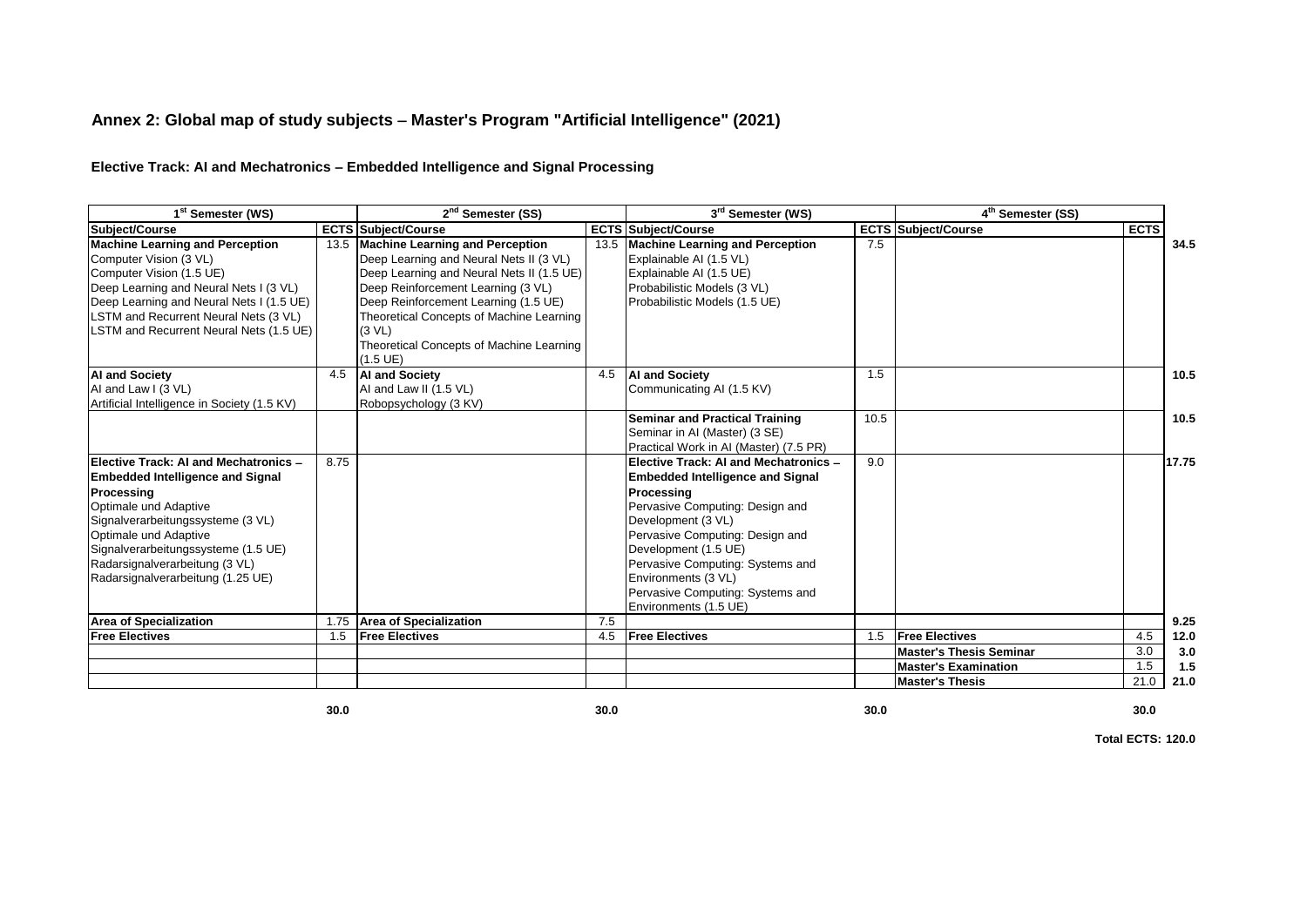## Annex 2: Global map of study subjects – Master's Program "Artificial Intelligence" (2021)

### Elective Track: AI and Mechatronics – Embedded Intelligence and Signal Processing

| 1st Semester (WS) | | 2nd Semester (SS) | | 3rd Semester (WS) | | 4th Semester (SS) | | |
|---|---|---|---|---|---|---|---|---|
| **Subject/Course** | **ECTS** | **Subject/Course** | **ECTS** | **Subject/Course** | **ECTS** | **Subject/Course** | **ECTS** | |
| **Machine Learning and Perception**<br>Computer Vision (3 VL)<br>Computer Vision (1.5 UE)<br>Deep Learning and Neural Nets I (3 VL)<br>Deep Learning and Neural Nets I (1.5 UE)<br>LSTM and Recurrent Neural Nets (3 VL)<br>LSTM and Recurrent Neural Nets (1.5 UE) | 13.5 | **Machine Learning and Perception**<br>Deep Learning and Neural Nets II (3 VL)<br>Deep Learning and Neural Nets II (1.5 UE)<br>Deep Reinforcement Learning (3 VL)<br>Deep Reinforcement Learning (1.5 UE)<br>Theoretical Concepts of Machine Learning (3 VL)<br>Theoretical Concepts of Machine Learning (1.5 UE) | 13.5 | **Machine Learning and Perception**<br>Explainable AI (1.5 VL)<br>Explainable AI (1.5 UE)<br>Probabilistic Models (3 VL)<br>Probabilistic Models (1.5 UE) | 7.5 | | | **34.5** |
| **AI and Society**<br>AI and Law I (3 VL)<br>Artificial Intelligence in Society (1.5 KV) | 4.5 | **AI and Society**<br>AI and Law II (1.5 VL)<br>Robopsychology (3 KV) | 4.5 | **AI and Society**<br>Communicating AI (1.5 KV) | 1.5 | | | **10.5** |
| | | | | **Seminar and Practical Training**<br>Seminar in AI (Master) (3 SE)<br>Practical Work in AI (Master) (7.5 PR) | 10.5 | | | **10.5** |
| **Elective Track: AI and Mechatronics – Embedded Intelligence and Signal Processing**<br>Optimale und Adaptive Signalverarbeitungssysteme (3 VL)<br>Optimale und Adaptive Signalverarbeitungssysteme (1.5 UE)<br>Radarsignalverarbeitung (3 VL)<br>Radarsignalverarbeitung (1.25 UE) | 8.75 | | | **Elective Track: AI and Mechatronics – Embedded Intelligence and Signal Processing**<br>Pervasive Computing: Design and Development (3 VL)<br>Pervasive Computing: Design and Development (1.5 UE)<br>Pervasive Computing: Systems and Environments (3 VL)<br>Pervasive Computing: Systems and Environments (1.5 UE) | 9.0 | | | **17.75** |
| **Area of Specialization** | 1.75 | **Area of Specialization** | 7.5 | | | | | **9.25** |
| **Free Electives** | 1.5 | **Free Electives** | 4.5 | **Free Electives** | 1.5 | **Free Electives** | 4.5 | **12.0** |
| | | | | | | **Master's Thesis Seminar** | 3.0 | **3.0** |
| | | | | | | **Master's Examination** | 1.5 | **1.5** |
| | | | | | | **Master's Thesis** | 21.0 | **21.0** |
| | **30.0** | | **30.0** | | **30.0** | | **30.0** | |

**Total ECTS: 120.0**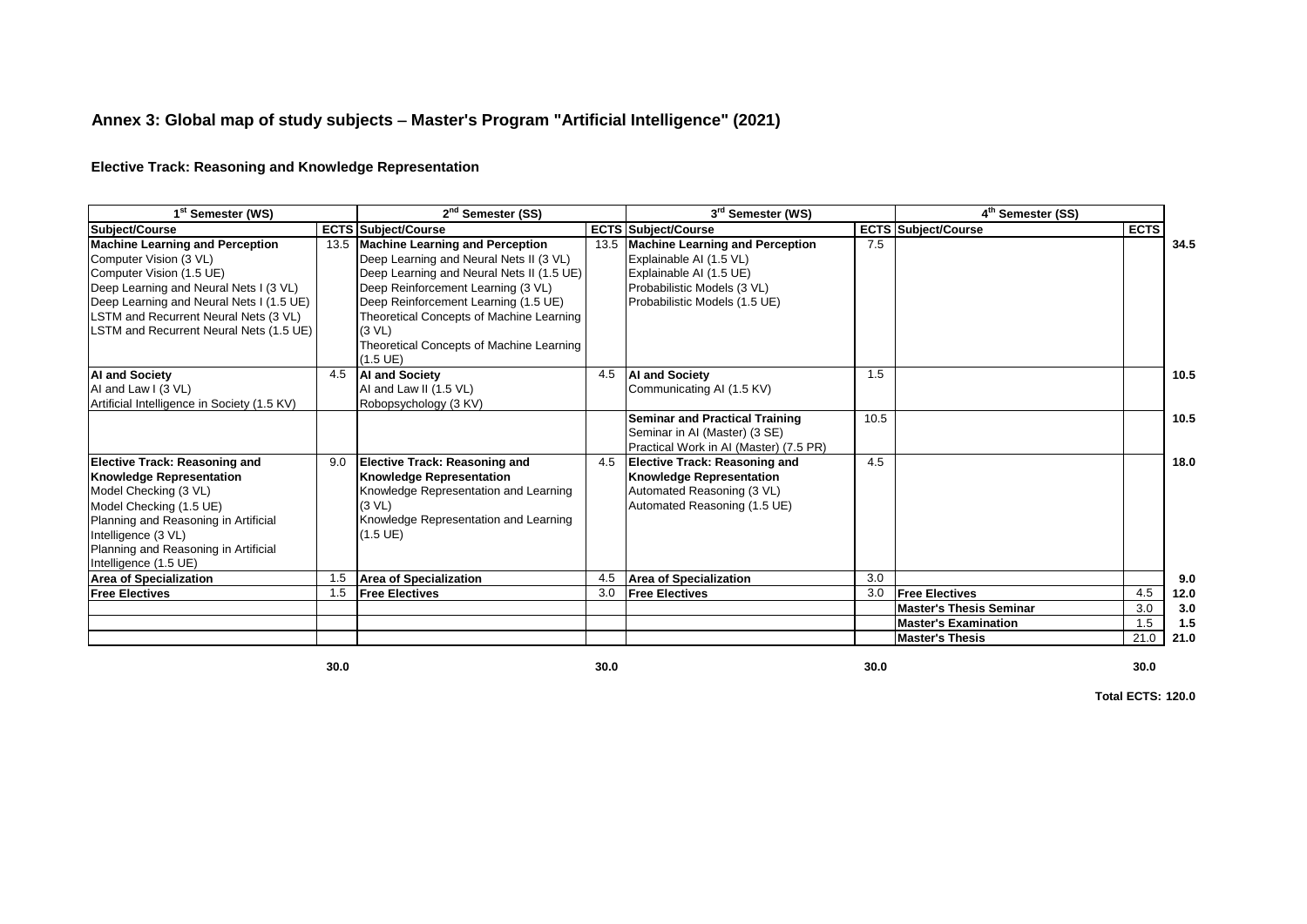# Annex 3: Global map of study subjects – Master's Program "Artificial Intelligence" (2021)

## Elective Track: Reasoning and Knowledge Representation

| 1st Semester (WS) | | 2nd Semester (SS) | | 3rd Semester (WS) | | 4th Semester (SS) | | |
|---|---|---|---|---|---|---|---|---|
| **Subject/Course** | **ECTS** | **Subject/Course** | **ECTS** | **Subject/Course** | **ECTS** | **Subject/Course** | **ECTS** | |
| **Machine Learning and Perception**<br>Computer Vision (3 VL)<br>Computer Vision (1.5 UE)<br>Deep Learning and Neural Nets I (3 VL)<br>Deep Learning and Neural Nets I (1.5 UE)<br>LSTM and Recurrent Neural Nets (3 VL)<br>LSTM and Recurrent Neural Nets (1.5 UE) | 13.5 | **Machine Learning and Perception**<br>Deep Learning and Neural Nets II (3 VL)<br>Deep Learning and Neural Nets II (1.5 UE)<br>Deep Reinforcement Learning (3 VL)<br>Deep Reinforcement Learning (1.5 UE)<br>Theoretical Concepts of Machine Learning (3 VL)<br>Theoretical Concepts of Machine Learning (1.5 UE) | 13.5 | **Machine Learning and Perception**<br>Explainable AI (1.5 VL)<br>Explainable AI (1.5 UE)<br>Probabilistic Models (3 VL)<br>Probabilistic Models (1.5 UE) | 7.5 | | | **34.5** |
| **AI and Society**<br>AI and Law I (3 VL)<br>Artificial Intelligence in Society (1.5 KV) | 4.5 | **AI and Society**<br>AI and Law II (1.5 VL)<br>Robopsychology (3 KV) | 4.5 | **AI and Society**<br>Communicating AI (1.5 KV) | 1.5 | | | **10.5** |
| | | | | **Seminar and Practical Training**<br>Seminar in AI (Master) (3 SE)<br>Practical Work in AI (Master) (7.5 PR) | 10.5 | | | **10.5** |
| **Elective Track: Reasoning and Knowledge Representation**<br>Model Checking (3 VL)<br>Model Checking (1.5 UE)<br>Planning and Reasoning in Artificial Intelligence (3 VL)<br>Planning and Reasoning in Artificial Intelligence (1.5 UE) | 9.0 | **Elective Track: Reasoning and Knowledge Representation**<br>Knowledge Representation and Learning (3 VL)<br>Knowledge Representation and Learning (1.5 UE) | 4.5 | **Elective Track: Reasoning and Knowledge Representation**<br>Automated Reasoning (3 VL)<br>Automated Reasoning (1.5 UE) | 4.5 | | | **18.0** |
| **Area of Specialization** | 1.5 | **Area of Specialization** | 4.5 | **Area of Specialization** | 3.0 | | | **9.0** |
| **Free Electives** | 1.5 | **Free Electives** | 3.0 | **Free Electives** | 3.0 | **Free Electives** | 4.5 | **12.0** |
| | | | | | | **Master's Thesis Seminar** | 3.0 | **3.0** |
| | | | | | | **Master's Examination** | 1.5 | **1.5** |
| | | | | | | **Master's Thesis** | 21.0 | **21.0** |
| | **30.0** | | **30.0** | | **30.0** | | **30.0** | |

**Total ECTS: 120.0**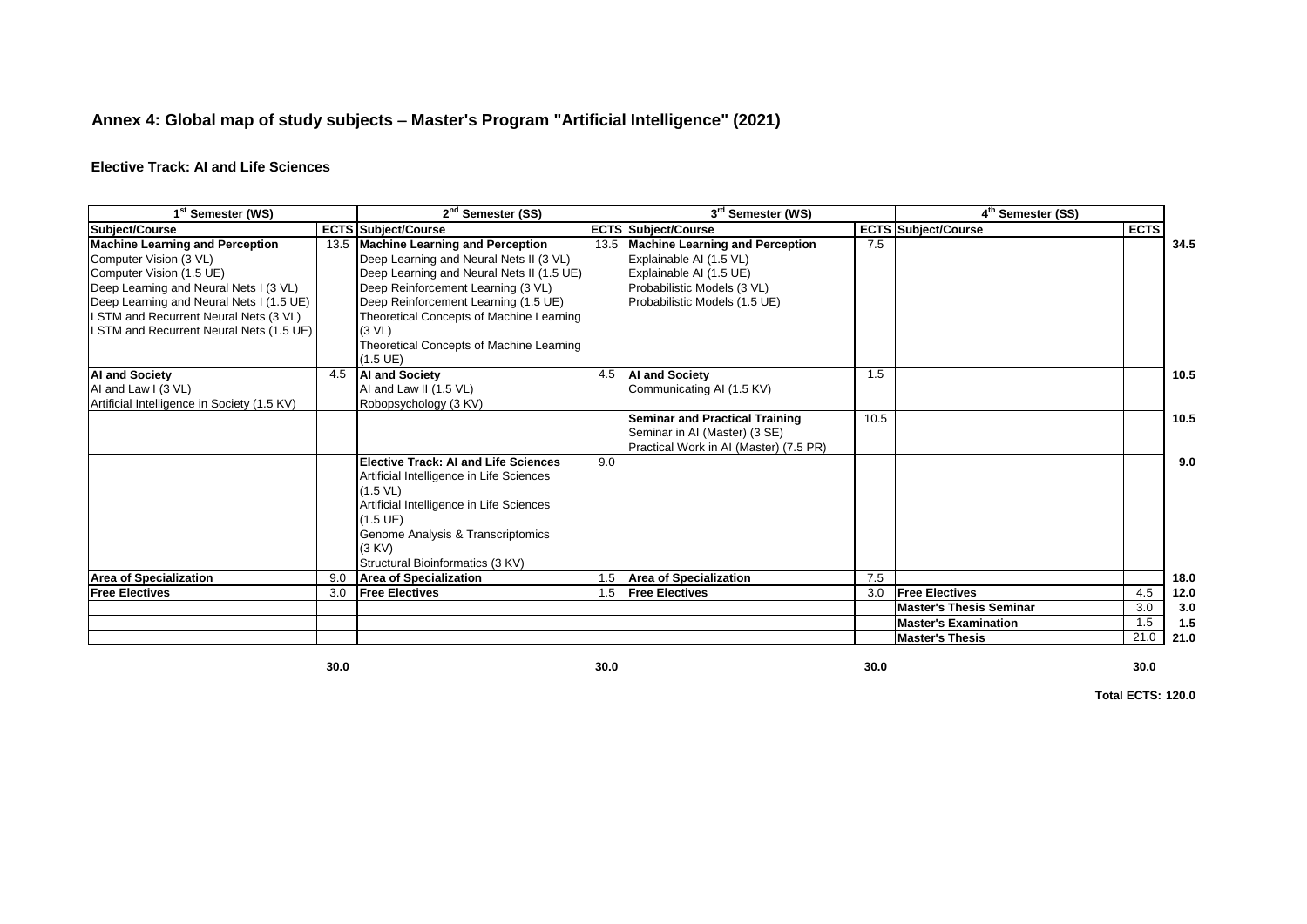## Annex 4: Global map of study subjects – Master's Program "Artificial Intelligence" (2021)

### Elective Track: AI and Life Sciences

| 1st Semester (WS) | | 2nd Semester (SS) | | 3rd Semester (WS) | | 4th Semester (SS) | | |
|---|---|---|---|---|---|---|---|---|
| **Subject/Course** | **ECTS** | **Subject/Course** | **ECTS** | **Subject/Course** | **ECTS** | **Subject/Course** | **ECTS** | |
| **Machine Learning and Perception**<br>Computer Vision (3 VL)<br>Computer Vision (1.5 UE)<br>Deep Learning and Neural Nets I (3 VL)<br>Deep Learning and Neural Nets I (1.5 UE)<br>LSTM and Recurrent Neural Nets (3 VL)<br>LSTM and Recurrent Neural Nets (1.5 UE) | 13.5 | **Machine Learning and Perception**<br>Deep Learning and Neural Nets II (3 VL)<br>Deep Learning and Neural Nets II (1.5 UE)<br>Deep Reinforcement Learning (3 VL)<br>Deep Reinforcement Learning (1.5 UE)<br>Theoretical Concepts of Machine Learning (3 VL)<br>Theoretical Concepts of Machine Learning (1.5 UE) | 13.5 | **Machine Learning and Perception**<br>Explainable AI (1.5 VL)<br>Explainable AI (1.5 UE)<br>Probabilistic Models (3 VL)<br>Probabilistic Models (1.5 UE) | 7.5 | | | **34.5** |
| **AI and Society**<br>AI and Law I (3 VL)<br>Artificial Intelligence in Society (1.5 KV) | 4.5 | **AI and Society**<br>AI and Law II (1.5 VL)<br>Robopsychology (3 KV) | 4.5 | **AI and Society**<br>Communicating AI (1.5 KV) | 1.5 | | | **10.5** |
| | | | | **Seminar and Practical Training**<br>Seminar in AI (Master) (3 SE)<br>Practical Work in AI (Master) (7.5 PR) | 10.5 | | | **10.5** |
| | | **Elective Track: AI and Life Sciences**<br>Artificial Intelligence in Life Sciences (1.5 VL)<br>Artificial Intelligence in Life Sciences (1.5 UE)<br>Genome Analysis & Transcriptomics (3 KV)<br>Structural Bioinformatics (3 KV) | 9.0 | | | | | **9.0** |
| **Area of Specialization** | 9.0 | **Area of Specialization** | 1.5 | **Area of Specialization** | 7.5 | | | **18.0** |
| **Free Electives** | 3.0 | **Free Electives** | 1.5 | **Free Electives** | 3.0 | **Free Electives** | 4.5 | **12.0** |
| | | | | | | **Master's Thesis Seminar** | 3.0 | **3.0** |
| | | | | | | **Master's Examination** | 1.5 | **1.5** |
| | | | | | | **Master's Thesis** | 21.0 | **21.0** |
| | **30.0** | | **30.0** | | **30.0** | | **30.0** | |

**Total ECTS: 120.0**